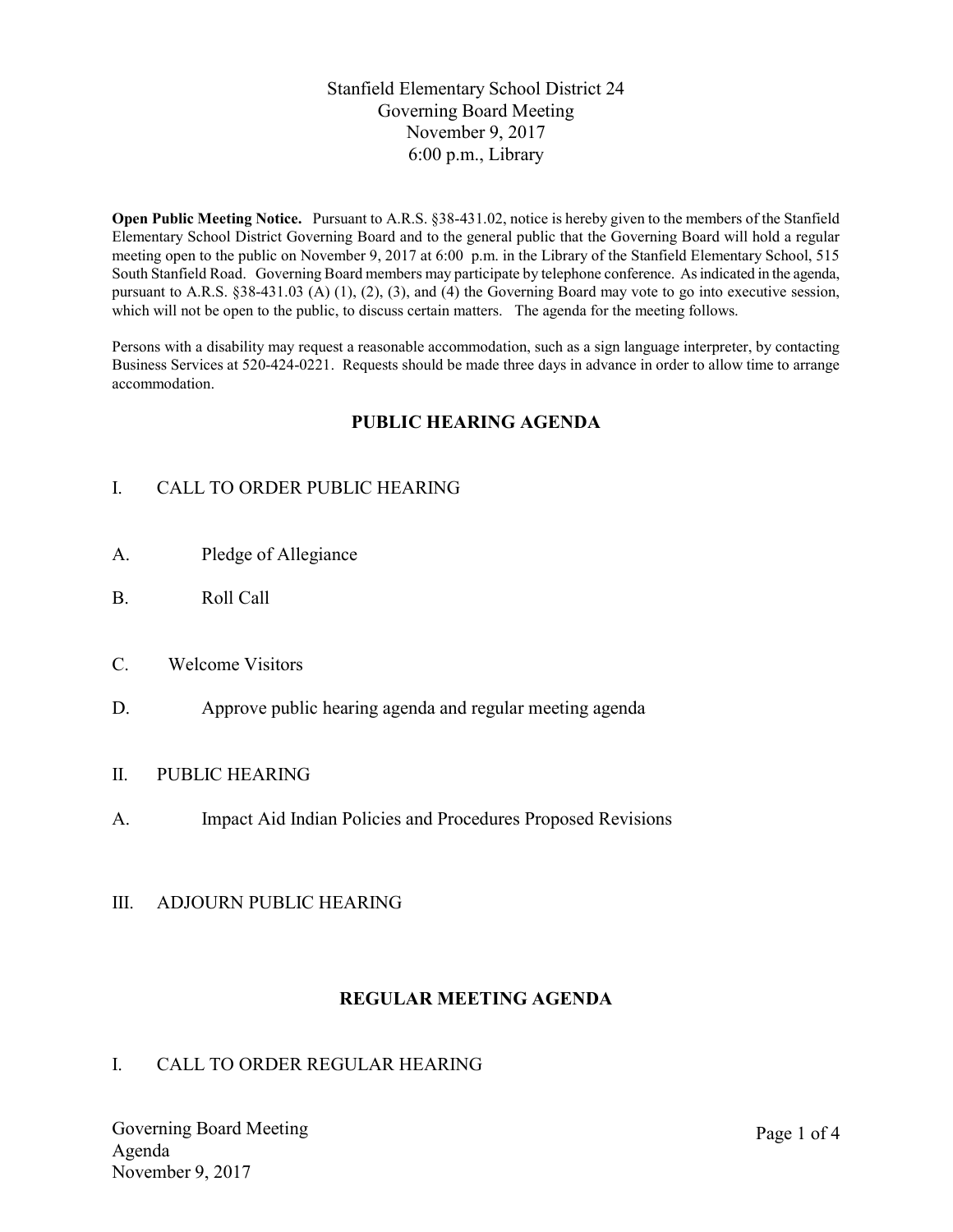# Stanfield Elementary School District 24
## Governing Board Meeting
November 9, 2017
6:00 p.m., Library

**Open Public Meeting Notice.** Pursuant to A.R.S. §38-431.02, notice is hereby given to the members of the Stanfield Elementary School District Governing Board and to the general public that the Governing Board will hold a regular meeting open to the public on November 9, 2017 at 6:00 p.m. in the Library of the Stanfield Elementary School, 515 South Stanfield Road. Governing Board members may participate by telephone conference. As indicated in the agenda, pursuant to A.R.S. §38-431.03 (A) (1), (2), (3), and (4) the Governing Board may vote to go into executive session, which will not be open to the public, to discuss certain matters. The agenda for the meeting follows.

Persons with a disability may request a reasonable accommodation, such as a sign language interpreter, by contacting Business Services at 520-424-0221. Requests should be made three days in advance in order to allow time to arrange accommodation.

## PUBLIC HEARING AGENDA

I. CALL TO ORDER PUBLIC HEARING

A. Pledge of Allegiance

B. Roll Call

C. Welcome Visitors

D. Approve public hearing agenda and regular meeting agenda

II. PUBLIC HEARING

A. Impact Aid Indian Policies and Procedures Proposed Revisions

III. ADJOURN PUBLIC HEARING

## REGULAR MEETING AGENDA

I. CALL TO ORDER REGULAR HEARING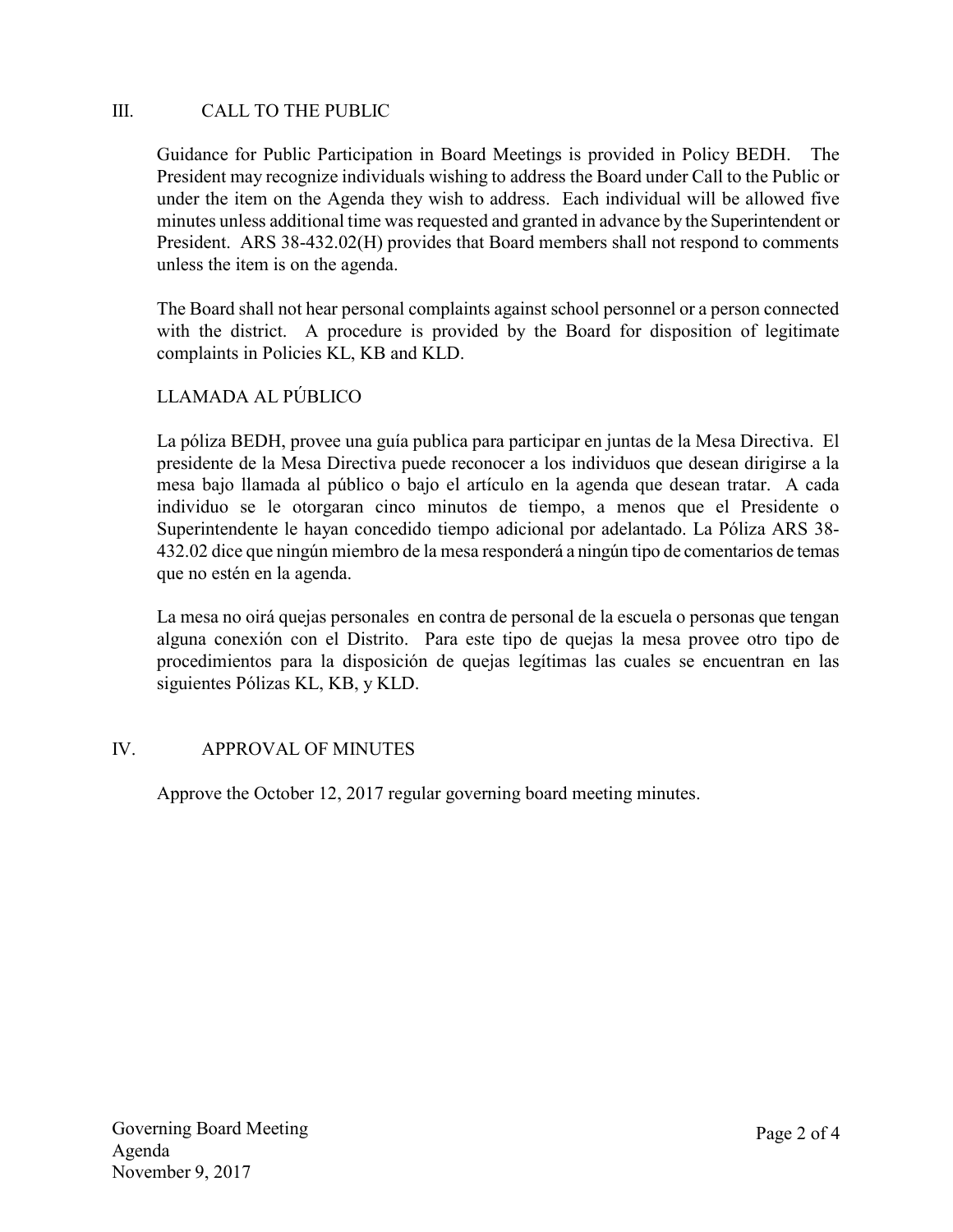## III. CALL TO THE PUBLIC

Guidance for Public Participation in Board Meetings is provided in Policy BEDH. The President may recognize individuals wishing to address the Board under Call to the Public or under the item on the Agenda they wish to address. Each individual will be allowed five minutes unless additional time was requested and granted in advance by the Superintendent or President. ARS 38-432.02(H) provides that Board members shall not respond to comments unless the item is on the agenda.

The Board shall not hear personal complaints against school personnel or a person connected with the district. A procedure is provided by the Board for disposition of legitimate complaints in Policies KL, KB and KLD.

### LLAMADA AL PÚBLICO

La póliza BEDH, provee una guía publica para participar en juntas de la Mesa Directiva. El presidente de la Mesa Directiva puede reconocer a los individuos que desean dirigirse a la mesa bajo llamada al público o bajo el artículo en la agenda que desean tratar. A cada individuo se le otorgaran cinco minutos de tiempo, a menos que el Presidente o Superintendente le hayan concedido tiempo adicional por adelantado. La Póliza ARS 38-432.02 dice que ningún miembro de la mesa responderá a ningún tipo de comentarios de temas que no estén en la agenda.

La mesa no oirá quejas personales en contra de personal de la escuela o personas que tengan alguna conexión con el Distrito. Para este tipo de quejas la mesa provee otro tipo de procedimientos para la disposición de quejas legítimas las cuales se encuentran en las siguientes Pólizas KL, KB, y KLD.

## IV. APPROVAL OF MINUTES

Approve the October 12, 2017 regular governing board meeting minutes.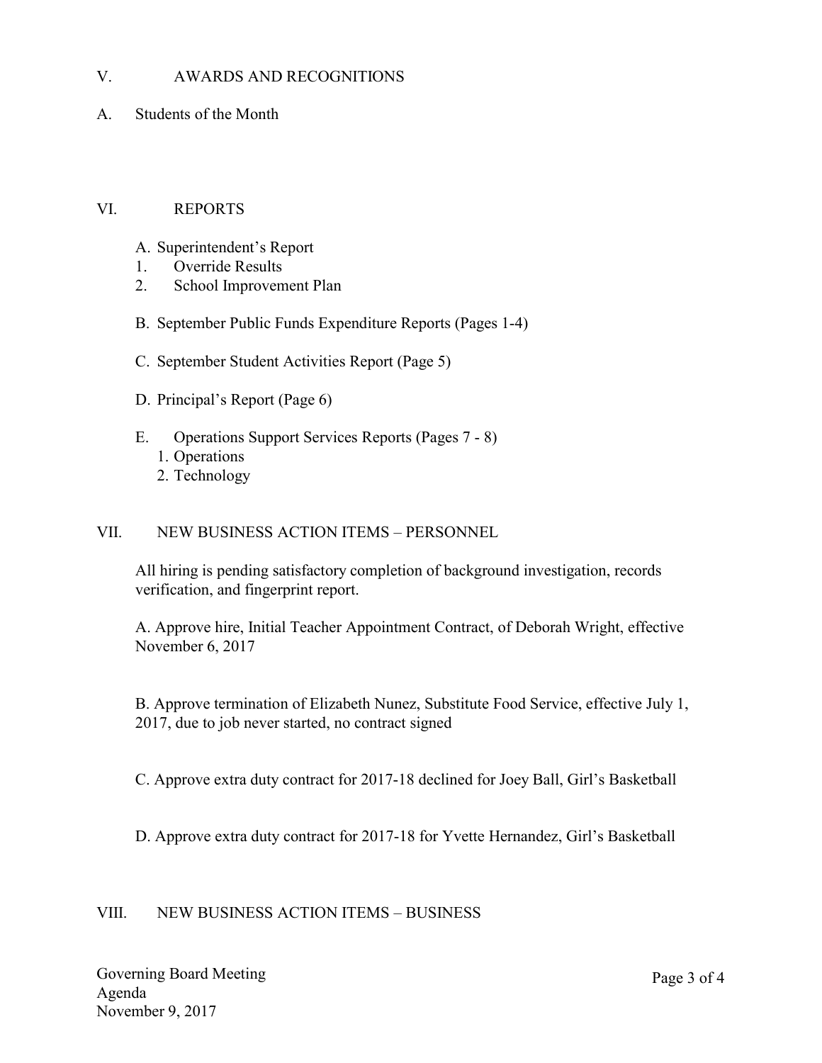## V. AWARDS AND RECOGNITIONS

A. Students of the Month

## VI. REPORTS

A. Superintendent's Report
1. Override Results
2. School Improvement Plan

B. September Public Funds Expenditure Reports (Pages 1-4)

C. September Student Activities Report (Page 5)

D. Principal's Report (Page 6)

E. Operations Support Services Reports (Pages 7 - 8)
1. Operations
2. Technology

## VII. NEW BUSINESS ACTION ITEMS – PERSONNEL

All hiring is pending satisfactory completion of background investigation, records verification, and fingerprint report.

A. Approve hire, Initial Teacher Appointment Contract, of Deborah Wright, effective November 6, 2017

B. Approve termination of Elizabeth Nunez, Substitute Food Service, effective July 1, 2017, due to job never started, no contract signed

C. Approve extra duty contract for 2017-18 declined for Joey Ball, Girl's Basketball

D. Approve extra duty contract for 2017-18 for Yvette Hernandez, Girl's Basketball

## VIII. NEW BUSINESS ACTION ITEMS – BUSINESS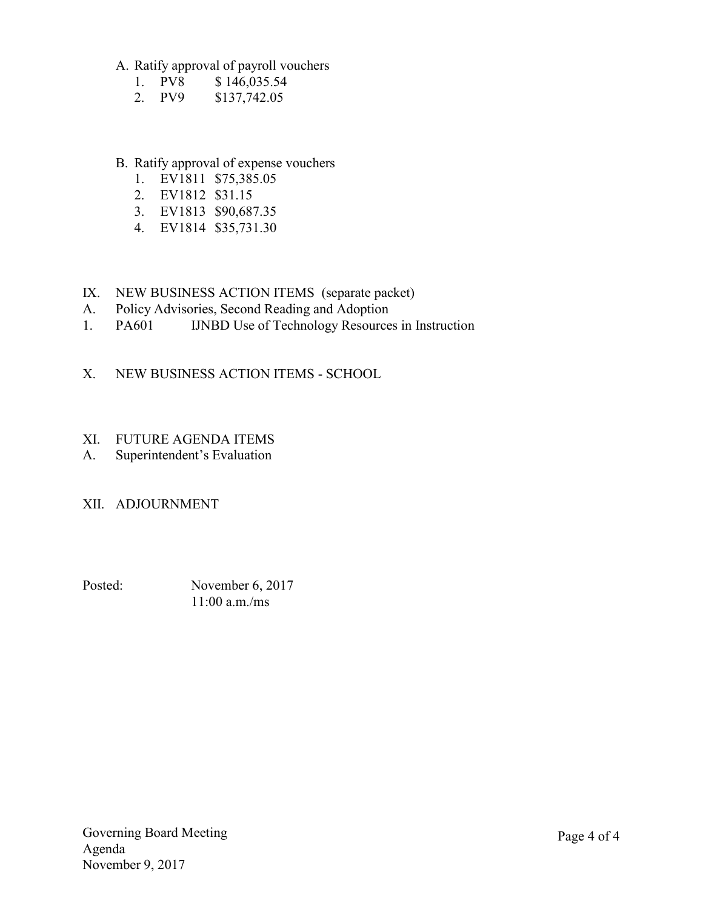A. Ratify approval of payroll vouchers
   1. PV8 $ 146,035.54
   2. PV9 $137,742.05

B. Ratify approval of expense vouchers
   1. EV1811 $75,385.05
   2. EV1812 $31.15
   3. EV1813 $90,687.35
   4. EV1814 $35,731.30

IX. NEW BUSINESS ACTION ITEMS (separate packet)

A. Policy Advisories, Second Reading and Adoption

1. PA601 IJNBD Use of Technology Resources in Instruction

X. NEW BUSINESS ACTION ITEMS - SCHOOL

XI. FUTURE AGENDA ITEMS

A. Superintendent's Evaluation

XII. ADJOURNMENT

Posted: November 6, 2017
11:00 a.m./ms

Governing Board Meeting
Agenda
November 9, 2017